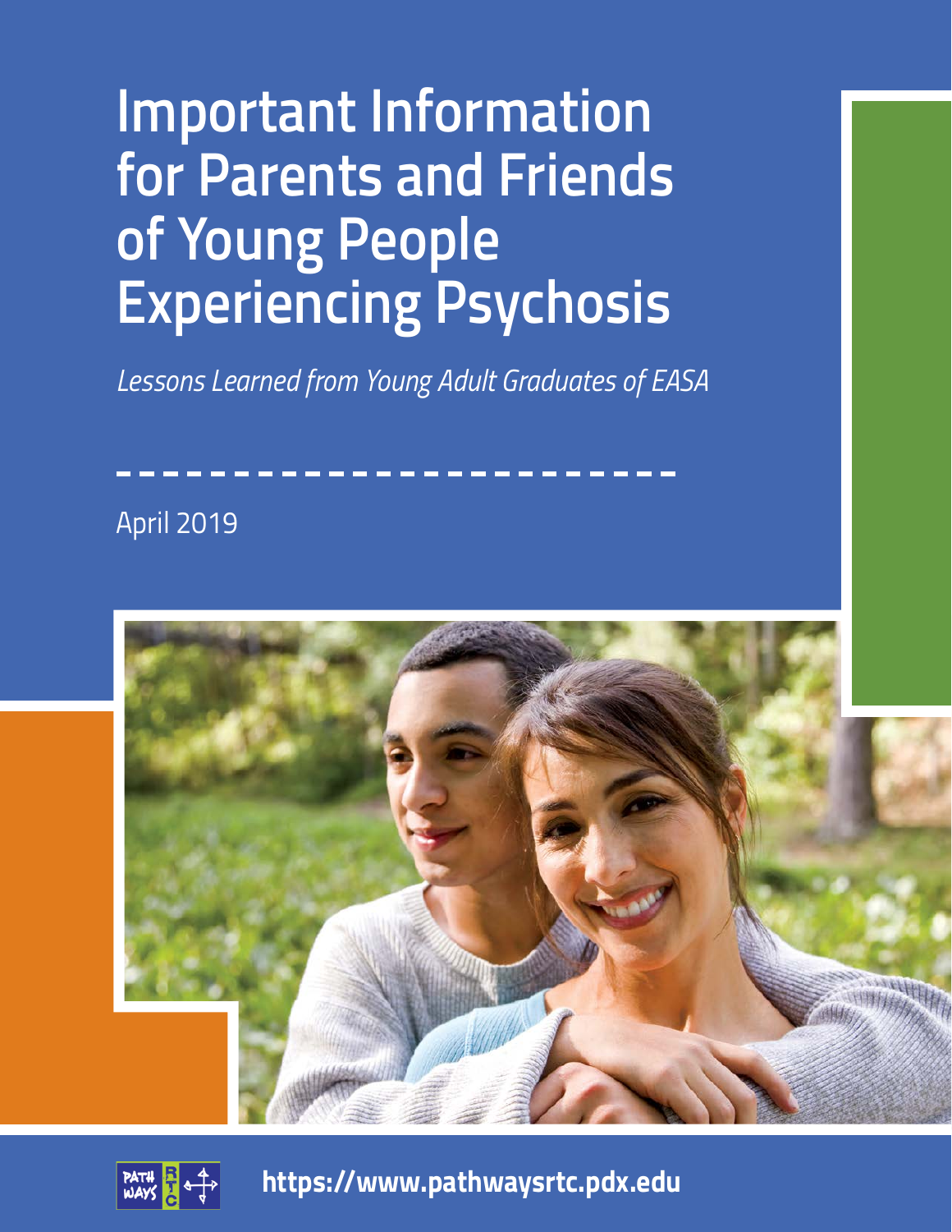# Important Information for Parents and Friends of Young People Experiencing Psychosis

*Lessons Learned from Young Adult Graduates of EASA*

April 2019

**https://www.pathwaysrtc.pdx.edu**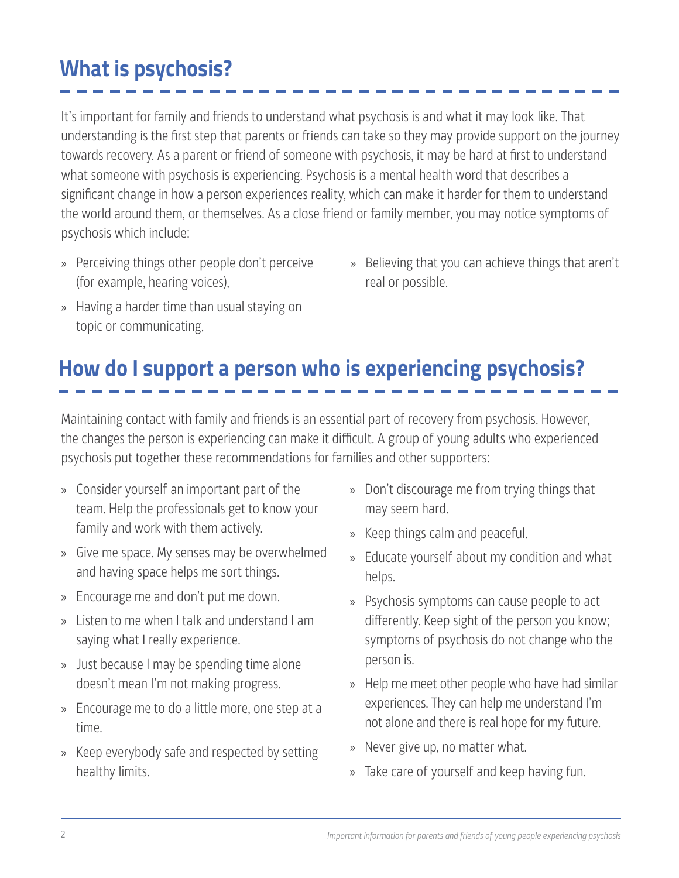## What is psychosis?

It's important for family and friends to understand what psychosis is and what it may look like. That understanding is the first step that parents or friends can take so they may provide support on the journey towards recovery. As a parent or friend of someone with psychosis, it may be hard at first to understand what someone with psychosis is experiencing. Psychosis is a mental health word that describes a significant change in how a person experiences reality, which can make it harder for them to understand the world around them, or themselves. As a close friend or family member, you may notice symptoms of psychosis which include:

- Perceiving things other people don't perceive (for example, hearing voices),
- Having a harder time than usual staying on topic or communicating,
- Believing that you can achieve things that aren't real or possible.

## How do I support a person who is experiencing psychosis?

Maintaining contact with family and friends is an essential part of recovery from psychosis. However, the changes the person is experiencing can make it difficult. A group of young adults who experienced psychosis put together these recommendations for families and other supporters:

- Consider yourself an important part of the team. Help the professionals get to know your family and work with them actively.
- Give me space. My senses may be overwhelmed and having space helps me sort things.
- Encourage me and don't put me down.
- Listen to me when I talk and understand I am saying what I really experience.
- Just because I may be spending time alone doesn't mean I'm not making progress.
- Encourage me to do a little more, one step at a time.
- Keep everybody safe and respected by setting healthy limits.
- Don't discourage me from trying things that may seem hard.
- Keep things calm and peaceful.
- Educate yourself about my condition and what helps.
- Psychosis symptoms can cause people to act differently. Keep sight of the person you know; symptoms of psychosis do not change who the person is.
- Help me meet other people who have had similar experiences. They can help me understand I'm not alone and there is real hope for my future.
- Never give up, no matter what.
- Take care of yourself and keep having fun.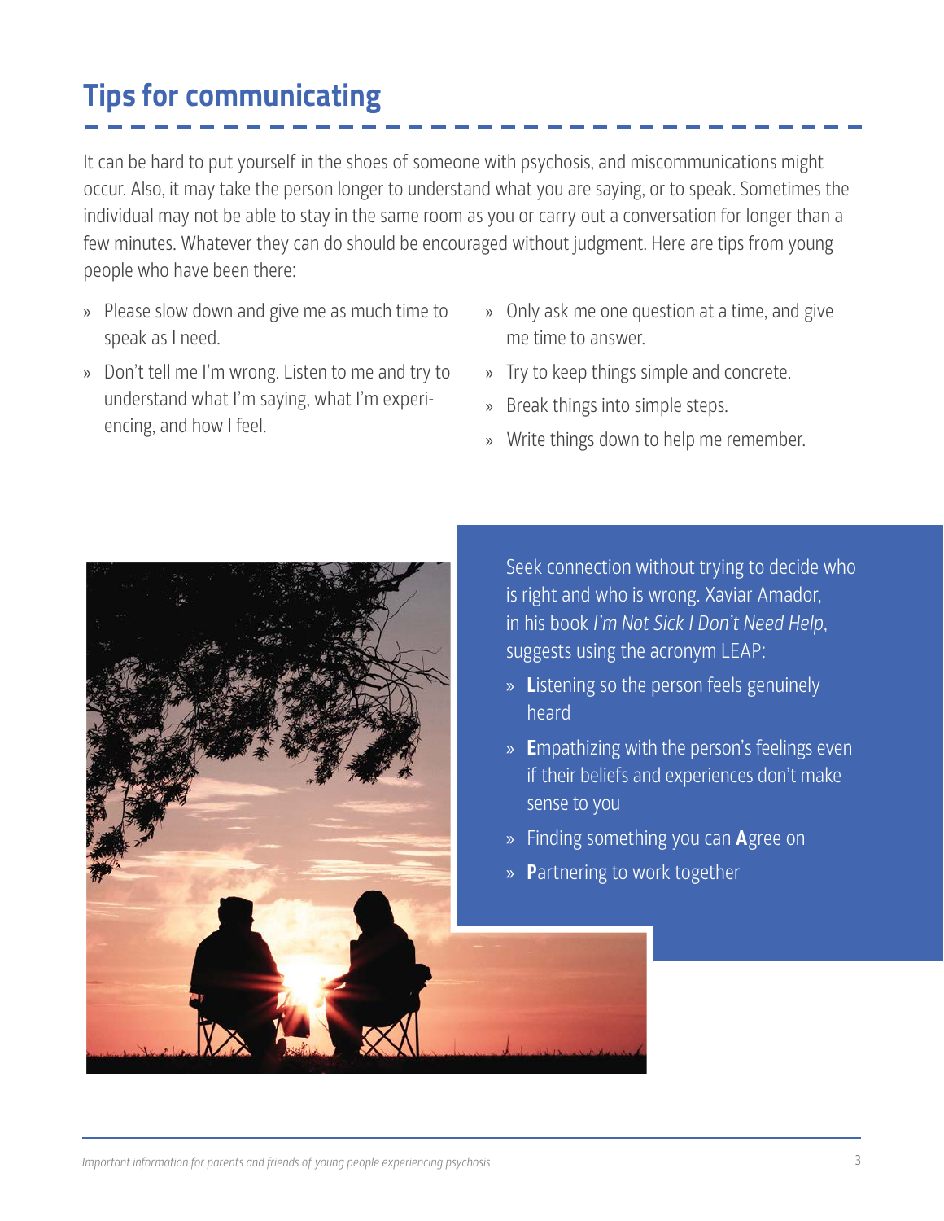## Tips for communicating

It can be hard to put yourself in the shoes of someone with psychosis, and miscommunications might occur. Also, it may take the person longer to understand what you are saying, or to speak. Sometimes the individual may not be able to stay in the same room as you or carry out a conversation for longer than a few minutes. Whatever they can do should be encouraged without judgment. Here are tips from young people who have been there:

- Please slow down and give me as much time to speak as I need.
- Don't tell me I'm wrong. Listen to me and try to understand what I'm saying, what I'm experiencing, and how I feel.
- Only ask me one question at a time, and give me time to answer.
- Try to keep things simple and concrete.
- Break things into simple steps.
- Write things down to help me remember.

Seek connection without trying to decide who is right and who is wrong. Xaviar Amador, in his book *I'm Not Sick I Don't Need Help*, suggests using the acronym LEAP:

- **L**istening so the person feels genuinely heard
- **E**mpathizing with the person's feelings even if their beliefs and experiences don't make sense to you
- Finding something you can **A**gree on
- **P**artnering to work together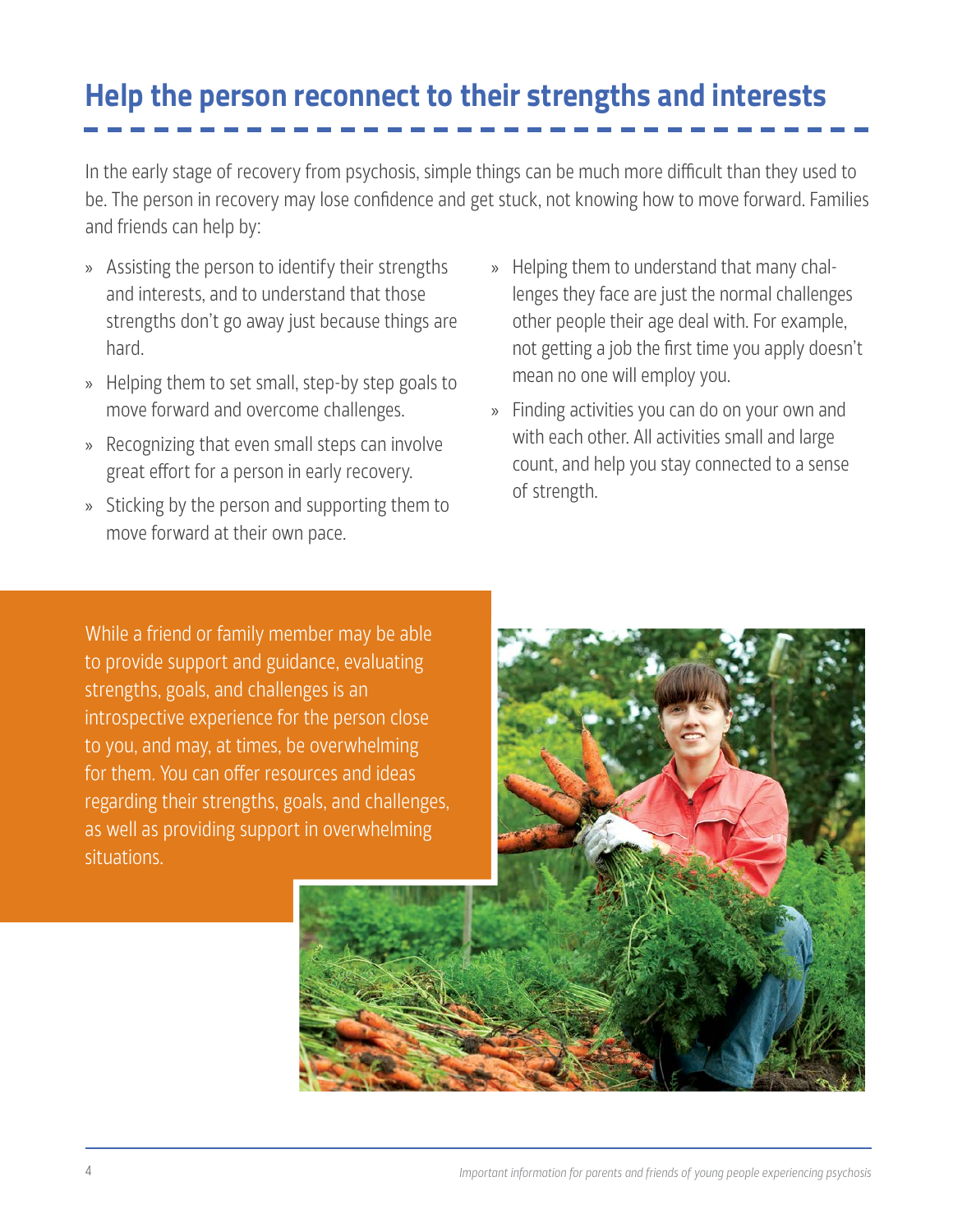## Help the person reconnect to their strengths and interests

In the early stage of recovery from psychosis, simple things can be much more difficult than they used to be. The person in recovery may lose confidence and get stuck, not knowing how to move forward. Families and friends can help by:

- Assisting the person to identify their strengths and interests, and to understand that those strengths don't go away just because things are hard.
- Helping them to set small, step-by step goals to move forward and overcome challenges.
- Recognizing that even small steps can involve great effort for a person in early recovery.
- Sticking by the person and supporting them to move forward at their own pace.
- Helping them to understand that many challenges they face are just the normal challenges other people their age deal with. For example, not getting a job the first time you apply doesn't mean no one will employ you.
- Finding activities you can do on your own and with each other. All activities small and large count, and help you stay connected to a sense of strength.

While a friend or family member may be able to provide support and guidance, evaluating strengths, goals, and challenges is an introspective experience for the person close to you, and may, at times, be overwhelming for them. You can offer resources and ideas regarding their strengths, goals, and challenges, as well as providing support in overwhelming situations.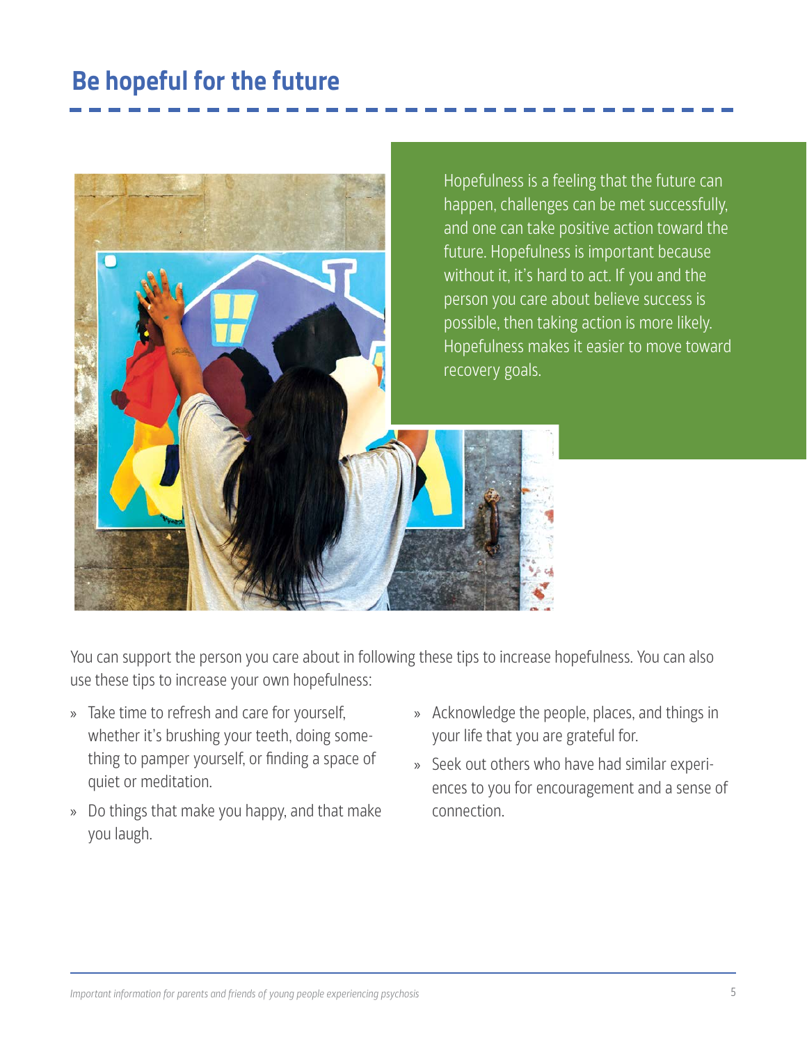## Be hopeful for the future

Hopefulness is a feeling that the future can happen, challenges can be met successfully, and one can take positive action toward the future. Hopefulness is important because without it, it's hard to act. If you and the person you care about believe success is possible, then taking action is more likely. Hopefulness makes it easier to move toward recovery goals.

You can support the person you care about in following these tips to increase hopefulness. You can also use these tips to increase your own hopefulness:

- Take time to refresh and care for yourself, whether it's brushing your teeth, doing something to pamper yourself, or finding a space of quiet or meditation.
- Do things that make you happy, and that make you laugh.
- Acknowledge the people, places, and things in your life that you are grateful for.
- Seek out others who have had similar experiences to you for encouragement and a sense of connection.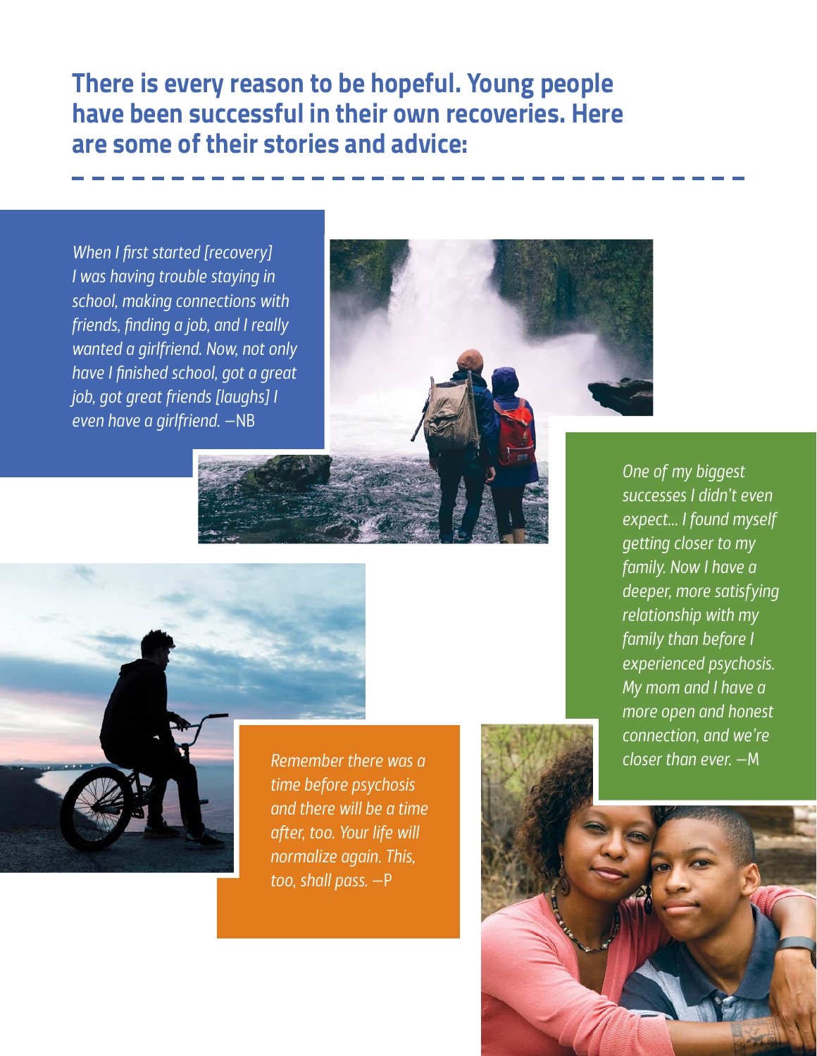## There is every reason to be hopeful. Young people have been successful in their own recoveries. Here are some of their stories and advice:

*When I first started [recovery] I was having trouble staying in school, making connections with friends, finding a job, and I really wanted a girlfriend. Now, not only have I finished school, got a great job, got great friends [laughs] I even have a girlfriend.* —NB

*One of my biggest successes I didn't even expect... I found myself getting closer to my family. Now I have a deeper, more satisfying relationship with my family than before I experienced psychosis. My mom and I have a more open and honest connection, and we're closer than ever.* —M

*Remember there was a time before psychosis and there will be a time after, too. Your life will normalize again. This, too, shall pass.* —P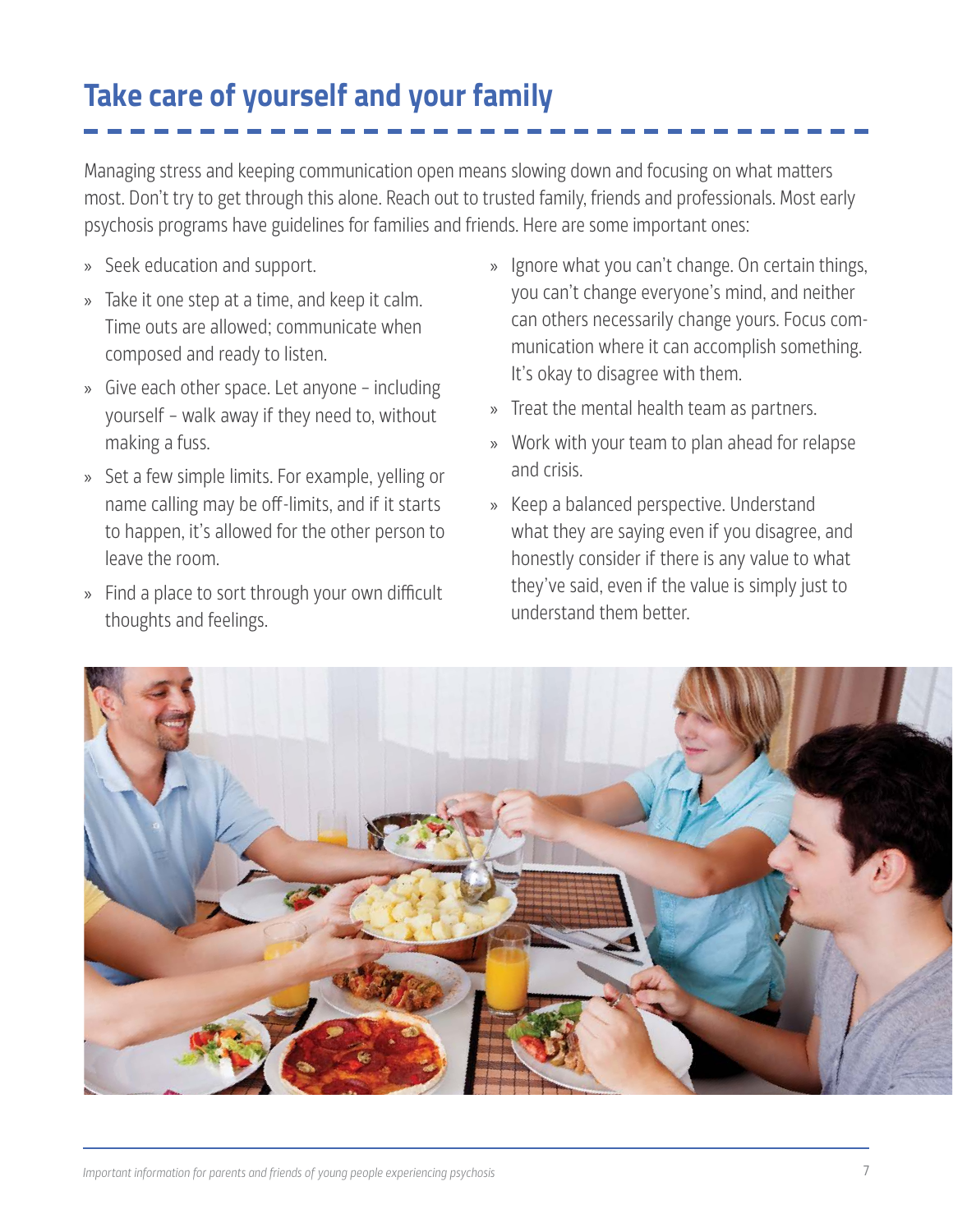## Take care of yourself and your family

Managing stress and keeping communication open means slowing down and focusing on what matters most. Don't try to get through this alone. Reach out to trusted family, friends and professionals. Most early psychosis programs have guidelines for families and friends. Here are some important ones:

- Seek education and support.
- Take it one step at a time, and keep it calm. Time outs are allowed; communicate when composed and ready to listen.
- Give each other space. Let anyone – including yourself – walk away if they need to, without making a fuss.
- Set a few simple limits. For example, yelling or name calling may be off-limits, and if it starts to happen, it's allowed for the other person to leave the room.
- Find a place to sort through your own difficult thoughts and feelings.
- Ignore what you can't change. On certain things, you can't change everyone's mind, and neither can others necessarily change yours. Focus communication where it can accomplish something. It's okay to disagree with them.
- Treat the mental health team as partners.
- Work with your team to plan ahead for relapse and crisis.
- Keep a balanced perspective. Understand what they are saying even if you disagree, and honestly consider if there is any value to what they've said, even if the value is simply just to understand them better.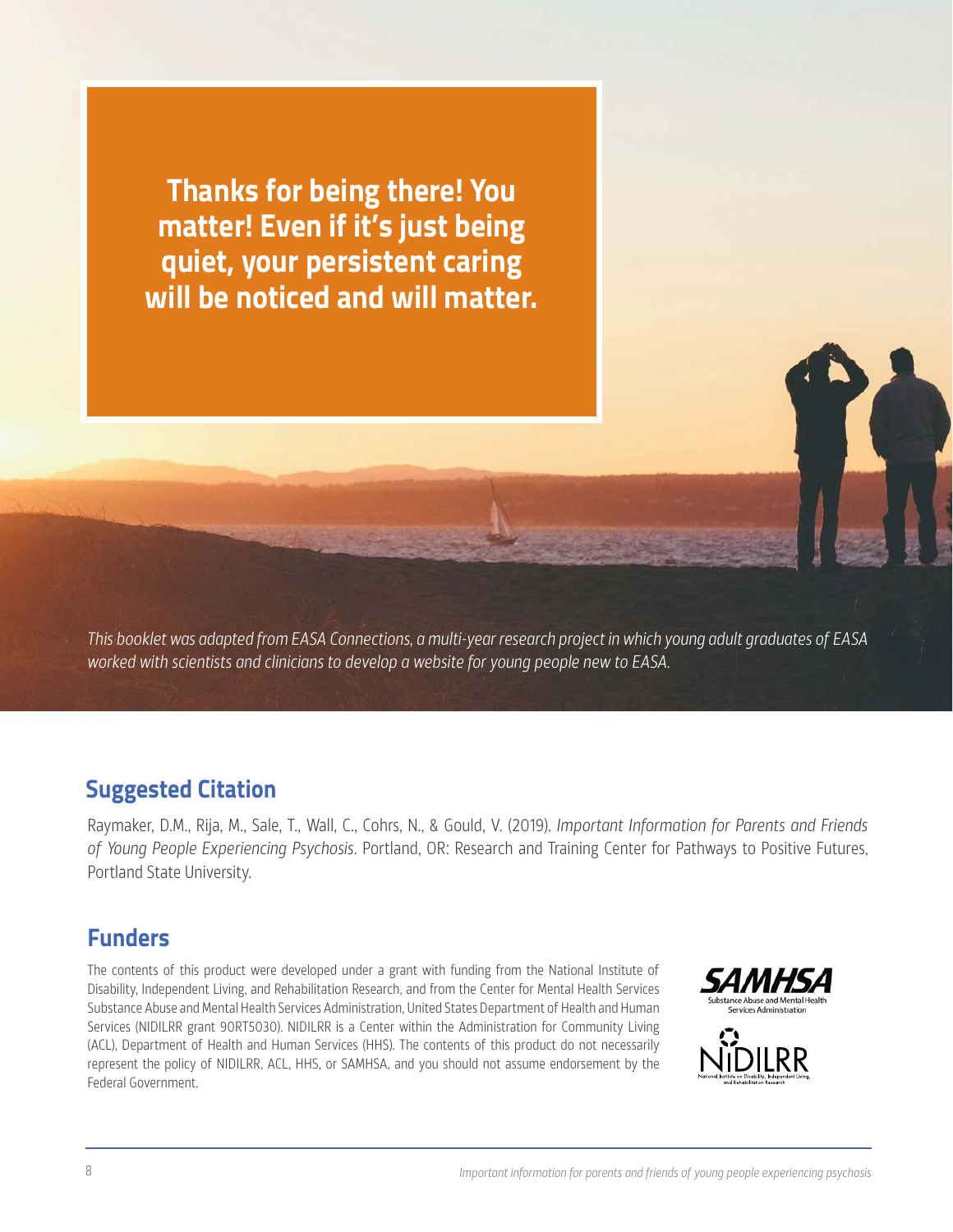**Thanks for being there! You matter! Even if it's just being quiet, your persistent caring will be noticed and will matter.**

*This booklet was adapted from EASA Connections, a multi-year research project in which young adult graduates of EASA worked with scientists and clinicians to develop a website for young people new to EASA.*

## Suggested Citation

Raymaker, D.M., Rija, M., Sale, T., Wall, C., Cohrs, N., & Gould, V. (2019). *Important Information for Parents and Friends of Young People Experiencing Psychosis*. Portland, OR: Research and Training Center for Pathways to Positive Futures, Portland State University.

## Funders

The contents of this product were developed under a grant with funding from the National Institute of Disability, Independent Living, and Rehabilitation Research, and from the Center for Mental Health Services Substance Abuse and Mental Health Services Administration, United States Department of Health and Human Services (NIDILRR grant 90RT5030). NIDILRR is a Center within the Administration for Community Living (ACL), Department of Health and Human Services (HHS). The contents of this product do not necessarily represent the policy of NIDILRR, ACL, HHS, or SAMHSA, and you should not assume endorsement by the Federal Government.

SAMHSA
Substance Abuse and Mental Health Services Administration

NIDILRR
National Institute on Disability, Independent Living, and Rehabilitation Research